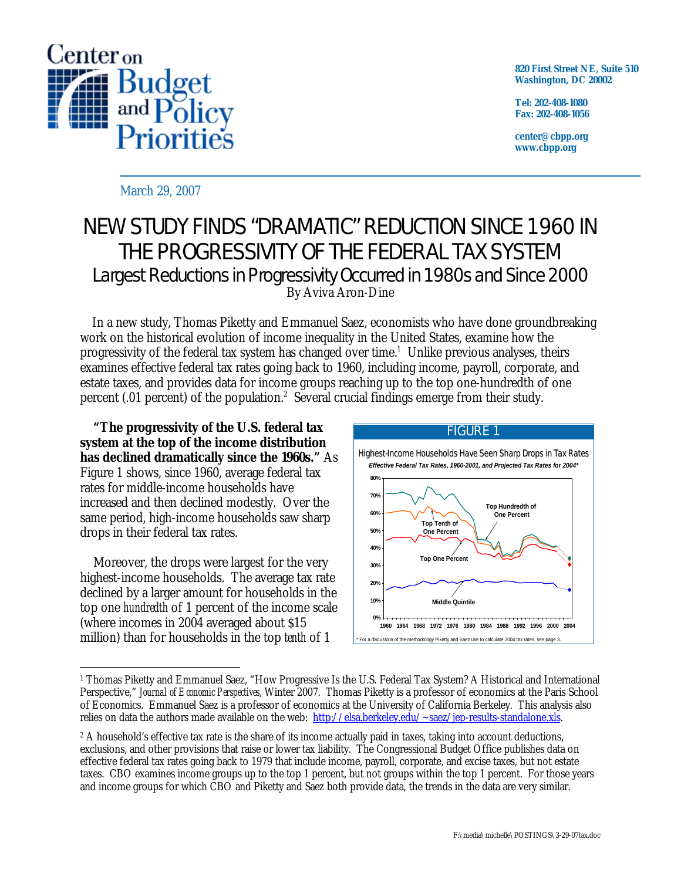Center on Budget and Policy Priorities

820 First Street NE, Suite 510
Washington, DC 20002

Tel: 202-408-1080
Fax: 202-408-1056

center@cbpp.org
www.cbpp.org

March 29, 2007

# NEW STUDY FINDS "DRAMATIC" REDUCTION SINCE 1960 IN THE PROGRESSIVITY OF THE FEDERAL TAX SYSTEM

## Largest Reductions in Progressivity Occurred in 1980s and Since 2000

By Aviva Aron-Dine

In a new study, Thomas Piketty and Emmanuel Saez, economists who have done groundbreaking work on the historical evolution of income inequality in the United States, examine how the progressivity of the federal tax system has changed over time.[1] Unlike previous analyses, theirs examines effective federal tax rates going back to 1960, including income, payroll, corporate, and estate taxes, and provides data for income groups reaching up to the top one-hundredth of one percent (.01 percent) of the population.[2] Several crucial findings emerge from their study.

**"The progressivity of the U.S. federal tax system at the top of the income distribution has declined dramatically since the 1960s."** As Figure 1 shows, since 1960, average federal tax rates for middle-income households have increased and then declined modestly. Over the same period, high-income households saw sharp drops in their federal tax rates.

FIGURE 1

Highest-Income Households Have Seen Sharp Drops in Tax Rates

*Effective Federal Tax Rates, 1960-2001, and Projected Tax Rates for 2004**

* For a discussion of the methodology Piketty and Saez use to calculate 2004 tax rates, see page 3.

Moreover, the drops were largest for the very highest-income households. The average tax rate declined by a larger amount for households in the top one *hundredth* of 1 percent of the income scale (where incomes in 2004 averaged about $15 million) than for households in the top *tenth* of 1

---

[1] Thomas Piketty and Emmanuel Saez, "How Progressive Is the U.S. Federal Tax System? A Historical and International Perspective," *Journal of Economic Perspectives*, Winter 2007. Thomas Piketty is a professor of economics at the Paris School of Economics. Emmanuel Saez is a professor of economics at the University of California Berkeley. This analysis also relies on data the authors made available on the web: http://elsa.berkeley.edu/~saez/jep-results-standalone.xls.

[2] A household's effective tax rate is the share of its income actually paid in taxes, taking into account deductions, exclusions, and other provisions that raise or lower tax liability. The Congressional Budget Office publishes data on effective federal tax rates going back to 1979 that include income, payroll, corporate, and excise taxes, but not estate taxes. CBO examines income groups up to the top 1 percent, but not groups within the top 1 percent. For those years and income groups for which CBO and Piketty and Saez both provide data, the trends in the data are very similar.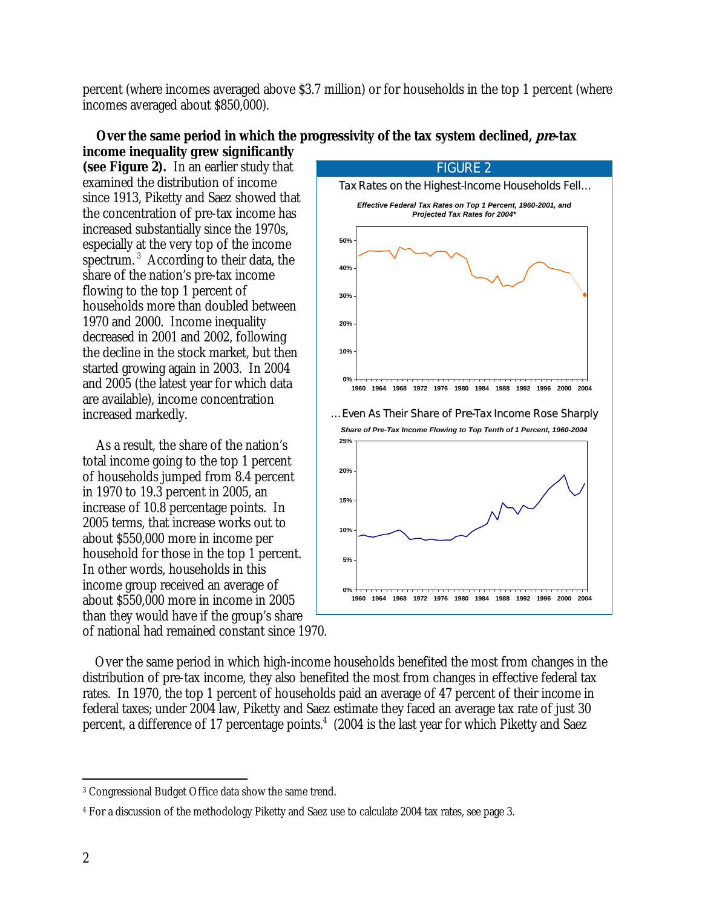percent (where incomes averaged above $3.7 million) or for households in the top 1 percent (where incomes averaged about $850,000).

**Over the same period in which the progressivity of the tax system declined, *pre*-tax income inequality grew significantly (see Figure 2).** In an earlier study that examined the distribution of income since 1913, Piketty and Saez showed that the concentration of pre-tax income has increased substantially since the 1970s, especially at the very top of the income spectrum.[3] According to their data, the share of the nation's pre-tax income flowing to the top 1 percent of households more than doubled between 1970 and 2000. Income inequality decreased in 2001 and 2002, following the decline in the stock market, but then started growing again in 2003. In 2004 and 2005 (the latest year for which data are available), income concentration increased markedly.

FIGURE 2

Tax Rates on the Highest-Income Households Fell…

*Effective Federal Tax Rates on Top 1 Percent, 1960-2001, and Projected Tax Rates for 2004\**

…Even As Their Share of Pre-Tax Income Rose Sharply

*Share of Pre-Tax Income Flowing to Top Tenth of 1 Percent, 1960-2004*

As a result, the share of the nation's total income going to the top 1 percent of households jumped from 8.4 percent in 1970 to 19.3 percent in 2005, an increase of 10.8 percentage points. In 2005 terms, that increase works out to about $550,000 more in income per household for those in the top 1 percent. In other words, households in this income group received an average of about $550,000 more in income in 2005 than they would have if the group's share of national had remained constant since 1970.

Over the same period in which high-income households benefited the most from changes in the distribution of pre-tax income, they also benefited the most from changes in effective federal tax rates. In 1970, the top 1 percent of households paid an average of 47 percent of their income in federal taxes; under 2004 law, Piketty and Saez estimate they faced an average tax rate of just 30 percent, a difference of 17 percentage points.[4] (2004 is the last year for which Piketty and Saez

[3] Congressional Budget Office data show the same trend.

[4] For a discussion of the methodology Piketty and Saez use to calculate 2004 tax rates, see page 3.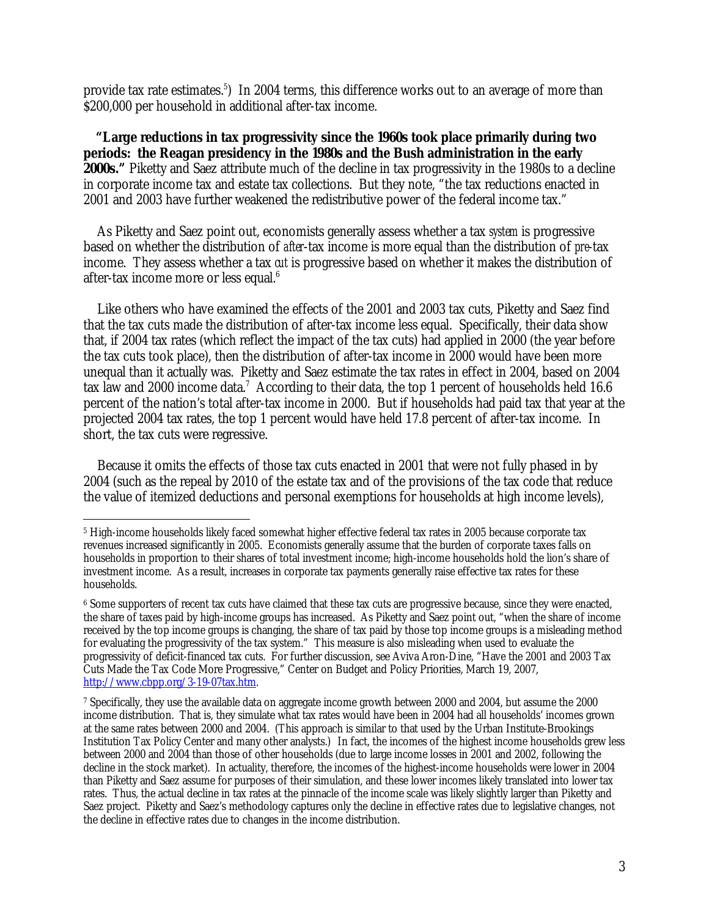provide tax rate estimates.[5]) In 2004 terms, this difference works out to an average of more than \$200,000 per household in additional after-tax income.

**"Large reductions in tax progressivity since the 1960s took place primarily during two periods: the Reagan presidency in the 1980s and the Bush administration in the early 2000s."** Piketty and Saez attribute much of the decline in tax progressivity in the 1980s to a decline in corporate income tax and estate tax collections. But they note, "the tax reductions enacted in 2001 and 2003 have further weakened the redistributive power of the federal income tax."

As Piketty and Saez point out, economists generally assess whether a tax *system* is progressive based on whether the distribution of *after*-tax income is more equal than the distribution of *pre*-tax income. They assess whether a tax *cut* is progressive based on whether it makes the distribution of after-tax income more or less equal.[6]

Like others who have examined the effects of the 2001 and 2003 tax cuts, Piketty and Saez find that the tax cuts made the distribution of after-tax income less equal. Specifically, their data show that, if 2004 tax rates (which reflect the impact of the tax cuts) had applied in 2000 (the year before the tax cuts took place), then the distribution of after-tax income in 2000 would have been more unequal than it actually was. Piketty and Saez estimate the tax rates in effect in 2004, based on 2004 tax law and 2000 income data.[7] According to their data, the top 1 percent of households held 16.6 percent of the nation's total after-tax income in 2000. But if households had paid tax that year at the projected 2004 tax rates, the top 1 percent would have held 17.8 percent of after-tax income. In short, the tax cuts were regressive.

Because it omits the effects of those tax cuts enacted in 2001 that were not fully phased in by 2004 (such as the repeal by 2010 of the estate tax and of the provisions of the tax code that reduce the value of itemized deductions and personal exemptions for households at high income levels),

---

[5] High-income households likely faced somewhat higher effective federal tax rates in 2005 because corporate tax revenues increased significantly in 2005. Economists generally assume that the burden of corporate taxes falls on households in proportion to their shares of total investment income; high-income households hold the lion's share of investment income. As a result, increases in corporate tax payments generally raise effective tax rates for these households.

[6] Some supporters of recent tax cuts have claimed that these tax cuts are progressive because, since they were enacted, the share of taxes paid by high-income groups has increased. As Piketty and Saez point out, "when the share of income received by the top income groups is changing, the share of tax paid by those top income groups is a misleading method for evaluating the progressivity of the tax system." This measure is also misleading when used to evaluate the progressivity of deficit-financed tax cuts. For further discussion, see Aviva Aron-Dine, "Have the 2001 and 2003 Tax Cuts Made the Tax Code More Progressive," Center on Budget and Policy Priorities, March 19, 2007, http://www.cbpp.org/3-19-07tax.htm.

[7] Specifically, they use the available data on aggregate income growth between 2000 and 2004, but assume the 2000 income distribution. That is, they simulate what tax rates would have been in 2004 had all households' incomes grown at the same rates between 2000 and 2004. (This approach is similar to that used by the Urban Institute-Brookings Institution Tax Policy Center and many other analysts.) In fact, the incomes of the highest income households grew less between 2000 and 2004 than those of other households (due to large income losses in 2001 and 2002, following the decline in the stock market). In actuality, therefore, the incomes of the highest-income households were lower in 2004 than Piketty and Saez assume for purposes of their simulation, and these lower incomes likely translated into lower tax rates. Thus, the actual decline in tax rates at the pinnacle of the income scale was likely slightly larger than Piketty and Saez project. Piketty and Saez's methodology captures only the decline in effective rates due to legislative changes, not the decline in effective rates due to changes in the income distribution.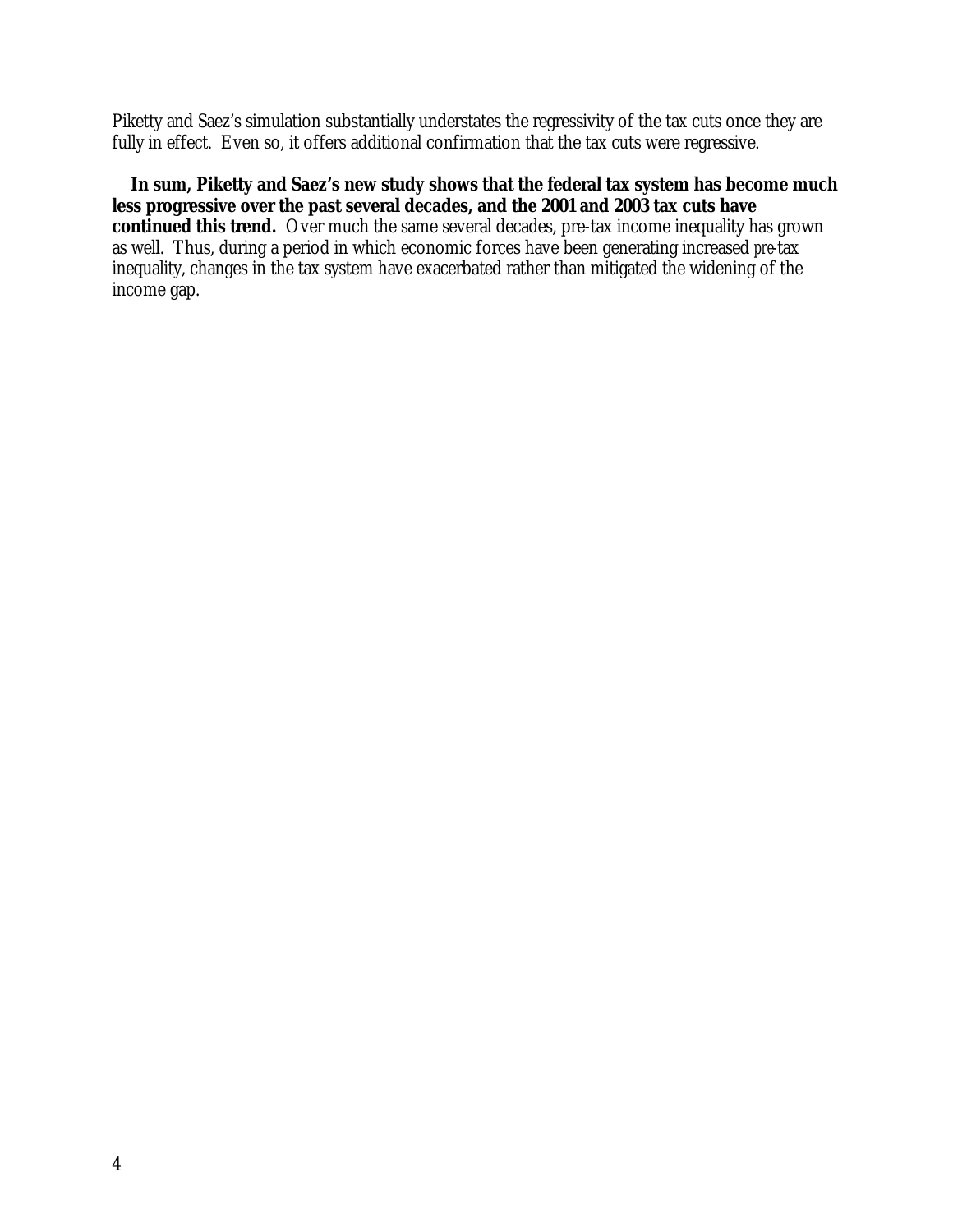Piketty and Saez's simulation substantially understates the regressivity of the tax cuts once they are fully in effect. Even so, it offers additional confirmation that the tax cuts were regressive.

**In sum, Piketty and Saez's new study shows that the federal tax system has become much less progressive over the past several decades, and the 2001 and 2003 tax cuts have continued this trend.** Over much the same several decades, pre-tax income inequality has grown as well. Thus, during a period in which economic forces have been generating increased *pre*-tax inequality, changes in the tax system have exacerbated rather than mitigated the widening of the income gap.